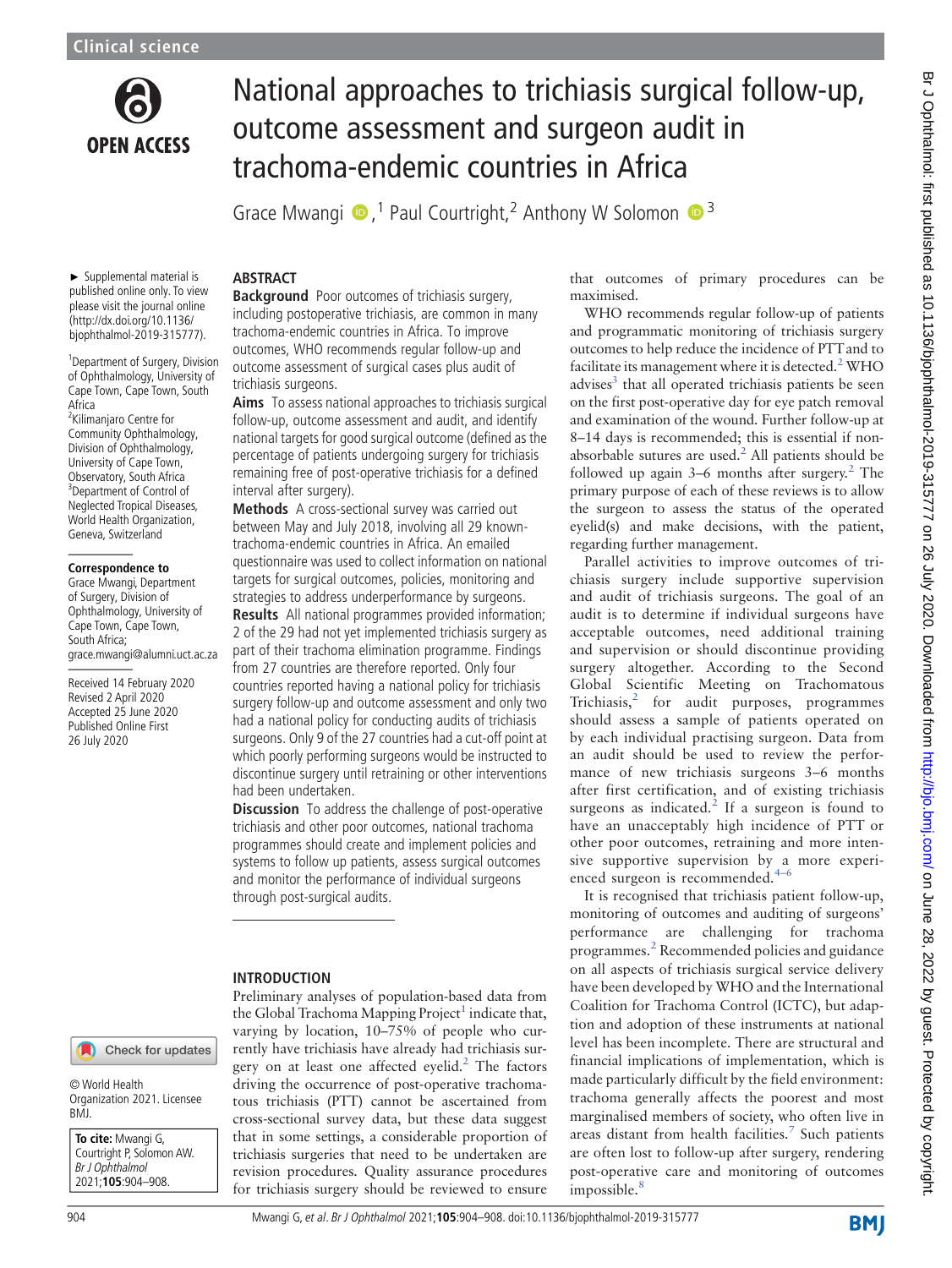# National approaches to trichiasis surgical follow-up, outcome assessment and surgeon audit in trachoma-endemic countries in Africa

Grace Mwangi [1], Paul Courtright [2], Anthony W Solomon [3]

► Supplemental material is published online only. To view please visit the journal online (http://dx.doi.org/10.1136/bjophthalmol-2019-315777).

[1] Department of Surgery, Division of Ophthalmology, University of Cape Town, Cape Town, South Africa
[2] Kilimanjaro Centre for Community Ophthalmology, Division of Ophthalmology, University of Cape Town, Observatory, South Africa
[3] Department of Control of Neglected Tropical Diseases, World Health Organization, Geneva, Switzerland

**Correspondence to**
Grace Mwangi, Department of Surgery, Division of Ophthalmology, University of Cape Town, Cape Town, South Africa; grace.mwangi@alumni.uct.ac.za

Received 14 February 2020
Revised 2 April 2020
Accepted 25 June 2020
Published Online First 26 July 2020

© World Health Organization 2021. Licensee BMJ.

**To cite:** Mwangi G, Courtright P, Solomon AW. *Br J Ophthalmol* 2021;**105**:904–908.

## ABSTRACT

**Background** Poor outcomes of trichiasis surgery, including postoperative trichiasis, are common in many trachoma-endemic countries in Africa. To improve outcomes, WHO recommends regular follow-up and outcome assessment of surgical cases plus audit of trichiasis surgeons.

**Aims** To assess national approaches to trichiasis surgical follow-up, outcome assessment and audit, and identify national targets for good surgical outcome (defined as the percentage of patients undergoing surgery for trichiasis remaining free of post-operative trichiasis for a defined interval after surgery).

**Methods** A cross-sectional survey was carried out between May and July 2018, involving all 29 known-trachoma-endemic countries in Africa. An emailed questionnaire was used to collect information on national targets for surgical outcomes, policies, monitoring and strategies to address underperformance by surgeons.

**Results** All national programmes provided information; 2 of the 29 had not yet implemented trichiasis surgery as part of their trachoma elimination programme. Findings from 27 countries are therefore reported. Only four countries reported having a national policy for trichiasis surgery follow-up and outcome assessment and only two had a national policy for conducting audits of trichiasis surgeons. Only 9 of the 27 countries had a cut-off point at which poorly performing surgeons would be instructed to discontinue surgery until retraining or other interventions had been undertaken.

**Discussion** To address the challenge of post-operative trichiasis and other poor outcomes, national trachoma programmes should create and implement policies and systems to follow up patients, assess surgical outcomes and monitor the performance of individual surgeons through post-surgical audits.

## INTRODUCTION

Preliminary analyses of population-based data from the Global Trachoma Mapping Project[1] indicate that, varying by location, 10–75% of people who currently have trichiasis have already had trichiasis surgery on at least one affected eyelid.[2] The factors driving the occurrence of post-operative trachomatous trichiasis (PTT) cannot be ascertained from cross-sectional survey data, but these data suggest that in some settings, a considerable proportion of trichiasis surgeries that need to be undertaken are revision procedures. Quality assurance procedures for trichiasis surgery should be reviewed to ensure that outcomes of primary procedures can be maximised.

WHO recommends regular follow-up of patients and programmatic monitoring of trichiasis surgery outcomes to help reduce the incidence of PTT and to facilitate its management where it is detected.[2] WHO advises[3] that all operated trichiasis patients be seen on the first post-operative day for eye patch removal and examination of the wound. Further follow-up at 8–14 days is recommended; this is essential if non-absorbable sutures are used.[2] All patients should be followed up again 3–6 months after surgery.[2] The primary purpose of each of these reviews is to allow the surgeon to assess the status of the operated eyelid(s) and make decisions, with the patient, regarding further management.

Parallel activities to improve outcomes of trichiasis surgery include supportive supervision and audit of trichiasis surgeons. The goal of an audit is to determine if individual surgeons have acceptable outcomes, need additional training and supervision or should discontinue providing surgery altogether. According to the Second Global Scientific Meeting on Trachomatous Trichiasis,[2] for audit purposes, programmes should assess a sample of patients operated on by each individual practising surgeon. Data from an audit should be used to review the performance of new trichiasis surgeons 3–6 months after first certification, and of existing trichiasis surgeons as indicated.[2] If a surgeon is found to have an unacceptably high incidence of PTT or other poor outcomes, retraining and more intensive supportive supervision by a more experienced surgeon is recommended.[4–6]

It is recognised that trichiasis patient follow-up, monitoring of outcomes and auditing of surgeons' performance are challenging for trachoma programmes.[2] Recommended policies and guidance on all aspects of trichiasis surgical service delivery have been developed by WHO and the International Coalition for Trachoma Control (ICTC), but adaptation and adoption of these instruments at national level has been incomplete. There are structural and financial implications of implementation, which is made particularly difficult by the field environment: trachoma generally affects the poorest and most marginalised members of society, who often live in areas distant from health facilities.[7] Such patients are often lost to follow-up after surgery, rendering post-operative care and monitoring of outcomes impossible.[8]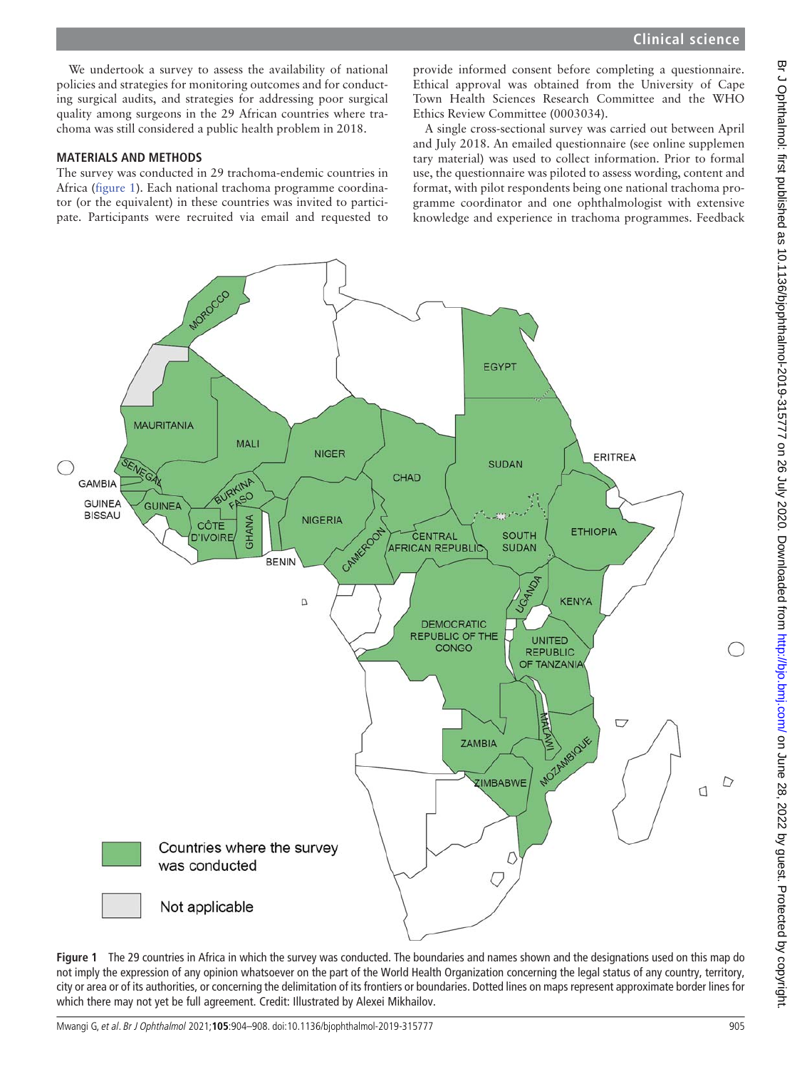We undertook a survey to assess the availability of national policies and strategies for monitoring outcomes and for conducting surgical audits, and strategies for addressing poor surgical quality among surgeons in the 29 African countries where trachoma was still considered a public health problem in 2018.

## MATERIALS AND METHODS

The survey was conducted in 29 trachoma-endemic countries in Africa (figure 1). Each national trachoma programme coordinator (or the equivalent) in these countries was invited to participate. Participants were recruited via email and requested to provide informed consent before completing a questionnaire. Ethical approval was obtained from the University of Cape Town Health Sciences Research Committee and the WHO Ethics Review Committee (0003034).

A single cross-sectional survey was carried out between April and July 2018. An emailed questionnaire (see online supplementary material) was used to collect information. Prior to formal use, the questionnaire was piloted to assess wording, content and format, with pilot respondents being one national trachoma programme coordinator and one ophthalmologist with extensive knowledge and experience in trachoma programmes. Feedback

**Figure 1** The 29 countries in Africa in which the survey was conducted. The boundaries and names shown and the designations used on this map do not imply the expression of any opinion whatsoever on the part of the World Health Organization concerning the legal status of any country, territory, city or area or of its authorities, or concerning the delimitation of its frontiers or boundaries. Dotted lines on maps represent approximate border lines for which there may not yet be full agreement. Credit: Illustrated by Alexei Mikhailov.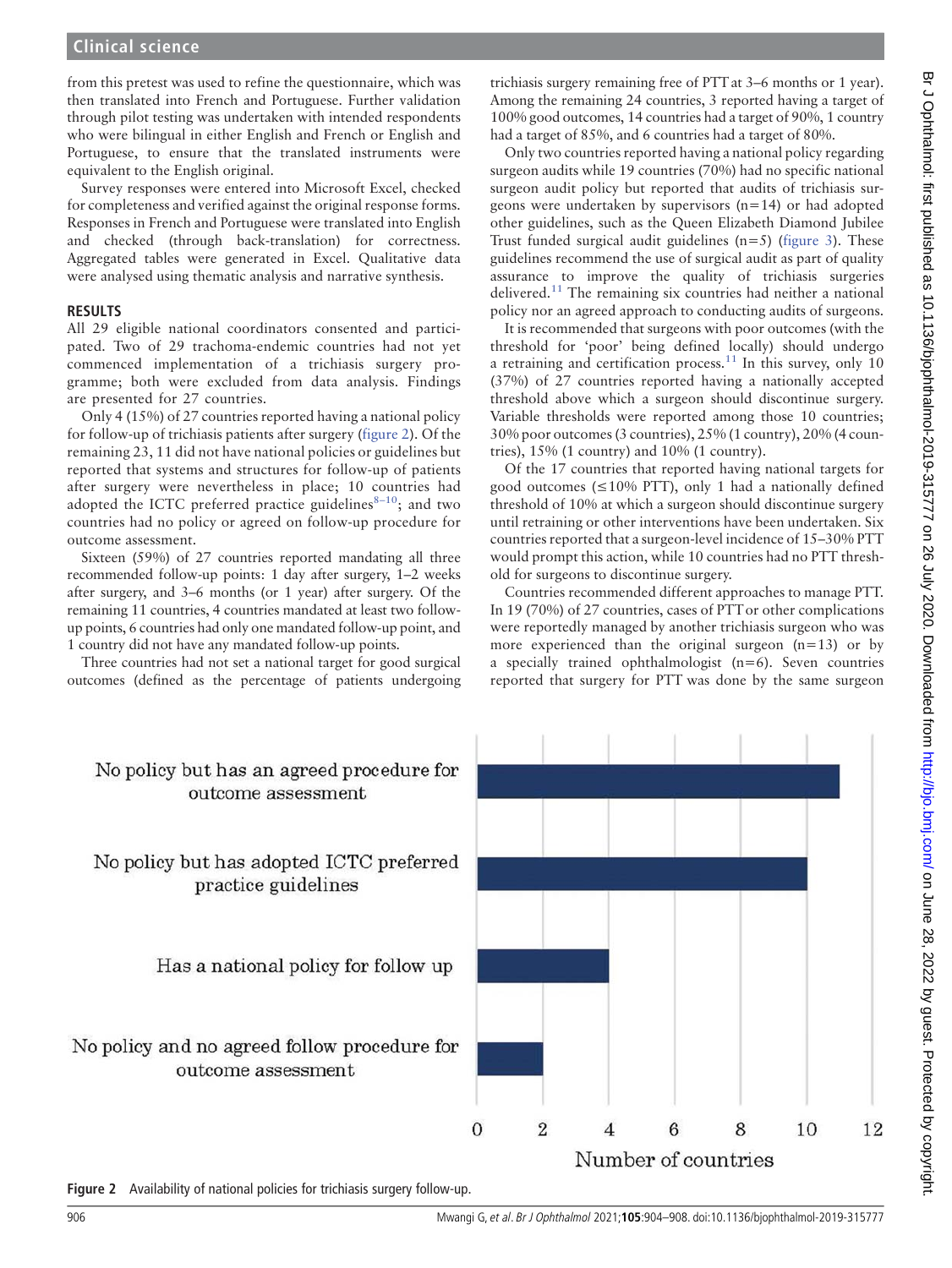from this pretest was used to refine the questionnaire, which was then translated into French and Portuguese. Further validation through pilot testing was undertaken with intended respondents who were bilingual in either English and French or English and Portuguese, to ensure that the translated instruments were equivalent to the English original.

Survey responses were entered into Microsoft Excel, checked for completeness and verified against the original response forms. Responses in French and Portuguese were translated into English and checked (through back-translation) for correctness. Aggregated tables were generated in Excel. Qualitative data were analysed using thematic analysis and narrative synthesis.

## RESULTS

All 29 eligible national coordinators consented and participated. Two of 29 trachoma-endemic countries had not yet commenced implementation of a trichiasis surgery programme; both were excluded from data analysis. Findings are presented for 27 countries.

Only 4 (15%) of 27 countries reported having a national policy for follow-up of trichiasis patients after surgery (figure 2). Of the remaining 23, 11 did not have national policies or guidelines but reported that systems and structures for follow-up of patients after surgery were nevertheless in place; 10 countries had adopted the ICTC preferred practice guidelines[8–10]; and two countries had no policy or agreed on follow-up procedure for outcome assessment.

Sixteen (59%) of 27 countries reported mandating all three recommended follow-up points: 1 day after surgery, 1–2 weeks after surgery, and 3–6 months (or 1 year) after surgery. Of the remaining 11 countries, 4 countries mandated at least two follow-up points, 6 countries had only one mandated follow-up point, and 1 country did not have any mandated follow-up points.

Three countries had not set a national target for good surgical outcomes (defined as the percentage of patients undergoing trichiasis surgery remaining free of PTT at 3–6 months or 1 year). Among the remaining 24 countries, 3 reported having a target of 100% good outcomes, 14 countries had a target of 90%, 1 country had a target of 85%, and 6 countries had a target of 80%.

Only two countries reported having a national policy regarding surgeon audits while 19 countries (70%) had no specific national surgeon audit policy but reported that audits of trichiasis surgeons were undertaken by supervisors (n=14) or had adopted other guidelines, such as the Queen Elizabeth Diamond Jubilee Trust funded surgical audit guidelines (n=5) (figure 3). These guidelines recommend the use of surgical audit as part of quality assurance to improve the quality of trichiasis surgeries delivered.[11] The remaining six countries had neither a national policy nor an agreed approach to conducting audits of surgeons.

It is recommended that surgeons with poor outcomes (with the threshold for 'poor' being defined locally) should undergo a retraining and certification process.[11] In this survey, only 10 (37%) of 27 countries reported having a nationally accepted threshold above which a surgeon should discontinue surgery. Variable thresholds were reported among those 10 countries; 30% poor outcomes (3 countries), 25% (1 country), 20% (4 countries), 15% (1 country) and 10% (1 country).

Of the 17 countries that reported having national targets for good outcomes (≤10% PTT), only 1 had a nationally defined threshold of 10% at which a surgeon should discontinue surgery until retraining or other interventions have been undertaken. Six countries reported that a surgeon-level incidence of 15–30% PTT would prompt this action, while 10 countries had no PTT threshold for surgeons to discontinue surgery.

Countries recommended different approaches to manage PTT. In 19 (70%) of 27 countries, cases of PTT or other complications were reportedly managed by another trichiasis surgeon who was more experienced than the original surgeon (n=13) or by a specially trained ophthalmologist (n=6). Seven countries reported that surgery for PTT was done by the same surgeon

| Category | Number of countries |
|---|---|
| No policy but has an agreed procedure for outcome assessment | 11 |
| No policy but has adopted ICTC preferred practice guidelines | 10 |
| Has a national policy for follow up | 4 |
| No policy and no agreed follow procedure for outcome assessment | 2 |

**Figure 2** Availability of national policies for trichiasis surgery follow-up.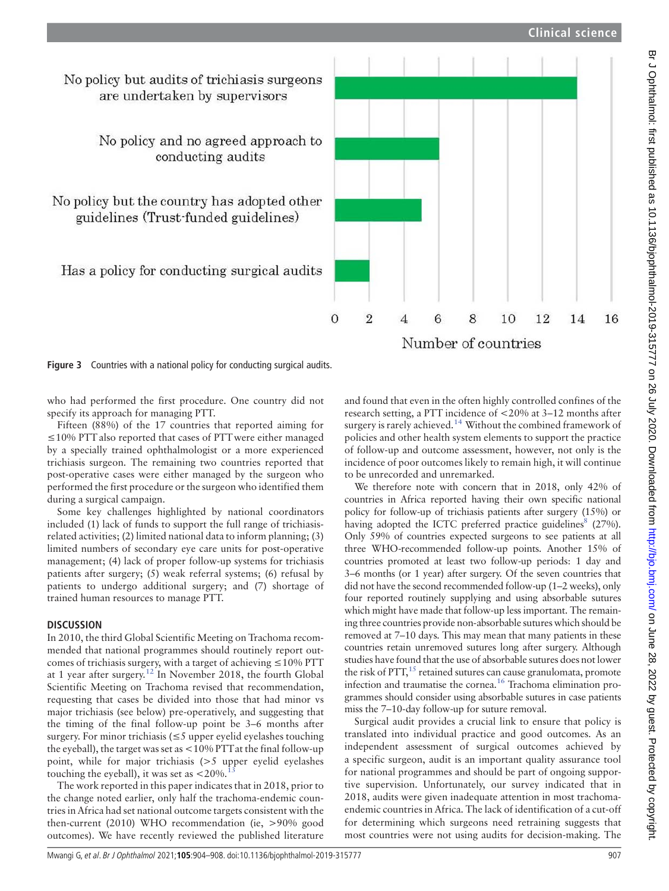Figure 3 Countries with a national policy for conducting surgical audits.

who had performed the first procedure. One country did not specify its approach for managing PTT.

Fifteen (88%) of the 17 countries that reported aiming for ≤10% PTT also reported that cases of PTT were either managed by a specially trained ophthalmologist or a more experienced trichiasis surgeon. The remaining two countries reported that post-operative cases were either managed by the surgeon who performed the first procedure or the surgeon who identified them during a surgical campaign.

Some key challenges highlighted by national coordinators included (1) lack of funds to support the full range of trichiasis-related activities; (2) limited national data to inform planning; (3) limited numbers of secondary eye care units for post-operative management; (4) lack of proper follow-up systems for trichiasis patients after surgery; (5) weak referral systems; (6) refusal by patients to undergo additional surgery; and (7) shortage of trained human resources to manage PTT.

## DISCUSSION

In 2010, the third Global Scientific Meeting on Trachoma recommended that national programmes should routinely report outcomes of trichiasis surgery, with a target of achieving ≤10% PTT at 1 year after surgery.[12] In November 2018, the fourth Global Scientific Meeting on Trachoma revised that recommendation, requesting that cases be divided into those that had minor vs major trichiasis (see below) pre-operatively, and suggesting that the timing of the final follow-up point be 3–6 months after surgery. For minor trichiasis (≤5 upper eyelid eyelashes touching the eyeball), the target was set as <10% PTT at the final follow-up point, while for major trichiasis (>5 upper eyelid eyelashes touching the eyeball), it was set as <20%.[13]

The work reported in this paper indicates that in 2018, prior to the change noted earlier, only half the trachoma-endemic countries in Africa had set national outcome targets consistent with the then-current (2010) WHO recommendation (ie, >90% good outcomes). We have recently reviewed the published literature and found that even in the often highly controlled confines of the research setting, a PTT incidence of <20% at 3–12 months after surgery is rarely achieved.[14] Without the combined framework of policies and other health system elements to support the practice of follow-up and outcome assessment, however, not only is the incidence of poor outcomes likely to remain high, it will continue to be unrecorded and unremarked.

We therefore note with concern that in 2018, only 42% of countries in Africa reported having their own specific national policy for follow-up of trichiasis patients after surgery (15%) or having adopted the ICTC preferred practice guidelines[8] (27%). Only 59% of countries expected surgeons to see patients at all three WHO-recommended follow-up points. Another 15% of countries promoted at least two follow-up periods: 1 day and 3–6 months (or 1 year) after surgery. Of the seven countries that did not have the second recommended follow-up (1–2 weeks), only four reported routinely supplying and using absorbable sutures which might have made that follow-up less important. The remaining three countries provide non-absorbable sutures which should be removed at 7–10 days. This may mean that many patients in these countries retain unremoved sutures long after surgery. Although studies have found that the use of absorbable sutures does not lower the risk of PTT,[15] retained sutures can cause granulomata, promote infection and traumatise the cornea.[16] Trachoma elimination programmes should consider using absorbable sutures in case patients miss the 7–10-day follow-up for suture removal.

Surgical audit provides a crucial link to ensure that policy is translated into individual practice and good outcomes. As an independent assessment of surgical outcomes achieved by a specific surgeon, audit is an important quality assurance tool for national programmes and should be part of ongoing supportive supervision. Unfortunately, our survey indicated that in 2018, audits were given inadequate attention in most trachoma-endemic countries in Africa. The lack of identification of a cut-off for determining which surgeons need retraining suggests that most countries were not using audits for decision-making. The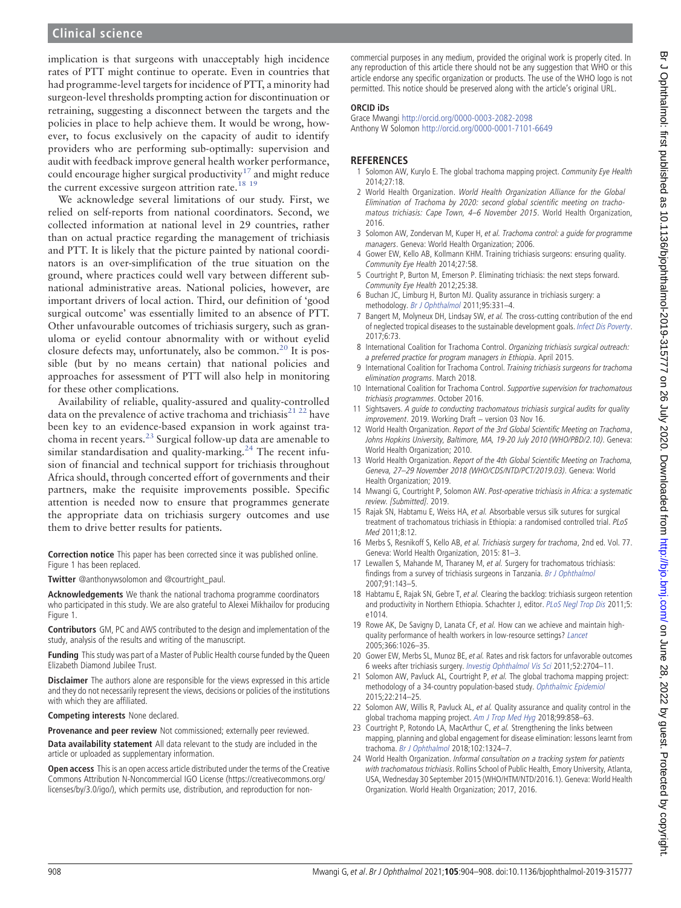implication is that surgeons with unacceptably high incidence rates of PTT might continue to operate. Even in countries that had programme-level targets for incidence of PTT, a minority had surgeon-level thresholds prompting action for discontinuation or retraining, suggesting a disconnect between the targets and the policies in place to help achieve them. It would be wrong, however, to focus exclusively on the capacity of audit to identify providers who are performing sub-optimally: supervision and audit with feedback improve general health worker performance, could encourage higher surgical productivity[17] and might reduce the current excessive surgeon attrition rate.[18 19]

We acknowledge several limitations of our study. First, we relied on self-reports from national coordinators. Second, we collected information at national level in 29 countries, rather than on actual practice regarding the management of trichiasis and PTT. It is likely that the picture painted by national coordinators is an over-simplification of the true situation on the ground, where practices could well vary between different subnational administrative areas. National policies, however, are important drivers of local action. Third, our definition of 'good surgical outcome' was essentially limited to an absence of PTT. Other unfavourable outcomes of trichiasis surgery, such as granuloma or eyelid contour abnormality with or without eyelid closure defects may, unfortunately, also be common.[20] It is possible (but by no means certain) that national policies and approaches for assessment of PTT will also help in monitoring for these other complications.

Availability of reliable, quality-assured and quality-controlled data on the prevalence of active trachoma and trichiasis[21 22] have been key to an evidence-based expansion in work against trachoma in recent years.[23] Surgical follow-up data are amenable to similar standardisation and quality-marking.[24] The recent infusion of financial and technical support for trichiasis throughout Africa should, through concerted effort of governments and their partners, make the requisite improvements possible. Specific attention is needed now to ensure that programmes generate the appropriate data on trichiasis surgery outcomes and use them to drive better results for patients.

**Correction notice** This paper has been corrected since it was published online. Figure 1 has been replaced.

**Twitter** @anthonywsolomon and @courtright_paul.

**Acknowledgements** We thank the national trachoma programme coordinators who participated in this study. We are also grateful to Alexei Mikhailov for producing Figure 1.

**Contributors** GM, PC and AWS contributed to the design and implementation of the study, analysis of the results and writing of the manuscript.

**Funding** This study was part of a Master of Public Health course funded by the Queen Elizabeth Diamond Jubilee Trust.

**Disclaimer** The authors alone are responsible for the views expressed in this article and they do not necessarily represent the views, decisions or policies of the institutions with which they are affiliated.

**Competing interests** None declared.

**Provenance and peer review** Not commissioned; externally peer reviewed.

**Data availability statement** All data relevant to the study are included in the article or uploaded as supplementary information.

**Open access** This is an open access article distributed under the terms of the Creative Commons Attribution Non-Commercial IGO License (https://creativecommons.org/licenses/by/3.0/igo/), which permits use, distribution, and reproduction for non-commercial purposes in any medium, provided the original work is properly cited. In any reproduction of this article there should not be any suggestion that WHO or this article endorse any specific organization or products. The use of the WHO logo is not permitted. This notice should be preserved along with the article's original URL.

### ORCID iDs

Grace Mwangi http://orcid.org/0000-0003-2082-2098
Anthony W Solomon http://orcid.org/0000-0001-7101-6649

## REFERENCES

1. Solomon AW, Kurylo E. The global trachoma mapping project. *Community Eye Health* 2014;27:18.
2. World Health Organization. *World Health Organization Alliance for the Global Elimination of Trachoma by 2020: second global scientific meeting on trachomatous trichiasis: Cape Town, 4–6 November 2015*. World Health Organization, 2016.
3. Solomon AW, Zondervan M, Kuper H, *et al*. *Trachoma control: a guide for programme managers*. Geneva: World Health Organization; 2006.
4. Gower EW, Kello AB, Kollmann KHM. Training trichiasis surgeons: ensuring quality. *Community Eye Health* 2014;27:58.
5. Courtright P, Burton M, Emerson P. Eliminating trichiasis: the next steps forward. *Community Eye Health* 2012;25:38.
6. Buchan JC, Limburg H, Burton MJ. Quality assurance in trichiasis surgery: a methodology. *Br J Ophthalmol* 2011;95:331–4.
7. Bangert M, Molyneux DH, Lindsay SW, *et al*. The cross-cutting contribution of the end of neglected tropical diseases to the sustainable development goals. *Infect Dis Poverty*. 2017;6:73.
8. International Coalition for Trachoma Control. *Organizing trichiasis surgical outreach: a preferred practice for program managers in Ethiopia*. April 2015.
9. International Coalition for Trachoma Control. *Training trichiasis surgeons for trachoma elimination programs*. March 2018.
10. International Coalition for Trachoma Control. *Supportive supervision for trachomatous trichiasis programmes*. October 2016.
11. Sightsavers. *A guide to conducting trachomatous trichiasis surgical audits for quality improvement*. 2019. Working Draft – version 03 Nov 16.
12. World Health Organization. *Report of the 3rd Global Scientific Meeting on Trachoma, Johns Hopkins University, Baltimore, MA, 19-20 July 2010 (WHO/PBD/2.10)*. Geneva: World Health Organization; 2010.
13. World Health Organization. *Report of the 4th Global Scientific Meeting on Trachoma, Geneva, 27–29 November 2018 (WHO/CDS/NTD/PCT/2019.03)*. Geneva: World Health Organization; 2019.
14. Mwangi G, Courtright P, Solomon AW. *Post-operative trichiasis in Africa: a systematic review. [Submitted]*. 2019.
15. Rajak SN, Habtamu E, Weiss HA, *et al*. Absorbable versus silk sutures for surgical treatment of trachomatous trichiasis in Ethiopia: a randomised controlled trial. *PLoS Med* 2011;8:12.
16. Merbs S, Resnikoff S, Kello AB, *et al*. *Trichiasis surgery for trachoma*, 2nd ed. Vol. 77. Geneva: World Health Organization, 2015: 81–3.
17. Lewallen S, Mahande M, Tharaney M, *et al*. Surgery for trachomatous trichiasis: findings from a survey of trichiasis surgeons in Tanzania. *Br J Ophthalmol* 2007;91:143–5.
18. Habtamu E, Rajak SN, Gebre T, *et al*. Clearing the backlog: trichiasis surgeon retention and productivity in Northern Ethiopia. Schachter J, editor. *PLoS Negl Trop Dis* 2011;5:e1014.
19. Rowe AK, De Savigny D, Lanata CF, *et al*. How can we achieve and maintain high-quality performance of health workers in low-resource settings? *Lancet* 2005;366:1026–35.
20. Gower EW, Merbs SL, Munoz BE, *et al*. Rates and risk factors for unfavorable outcomes 6 weeks after trichiasis surgery. *Investig Ophthalmol Vis Sci* 2011;52:2704–11.
21. Solomon AW, Pavluck AL, Courtright P, *et al*. The global trachoma mapping project: methodology of a 34-country population-based study. *Ophthalmic Epidemiol* 2015;22:214–25.
22. Solomon AW, Willis R, Pavluck AL, *et al*. Quality assurance and quality control in the global trachoma mapping project. *Am J Trop Med Hyg* 2018;99:858–63.
23. Courtright P, Rotondo LA, MacArthur C, *et al*. Strengthening the links between mapping, planning and global engagement for disease elimination: lessons learnt from trachoma. *Br J Ophthalmol* 2018;102:1324–7.
24. World Health Organization. *Informal consultation on a tracking system for patients with trachomatous trichiasis*. Rollins School of Public Health, Emory University, Atlanta, USA, Wednesday 30 September 2015 (WHO/HTM/NTD/2016.1). Geneva: World Health Organization. World Health Organization; 2017, 2016.